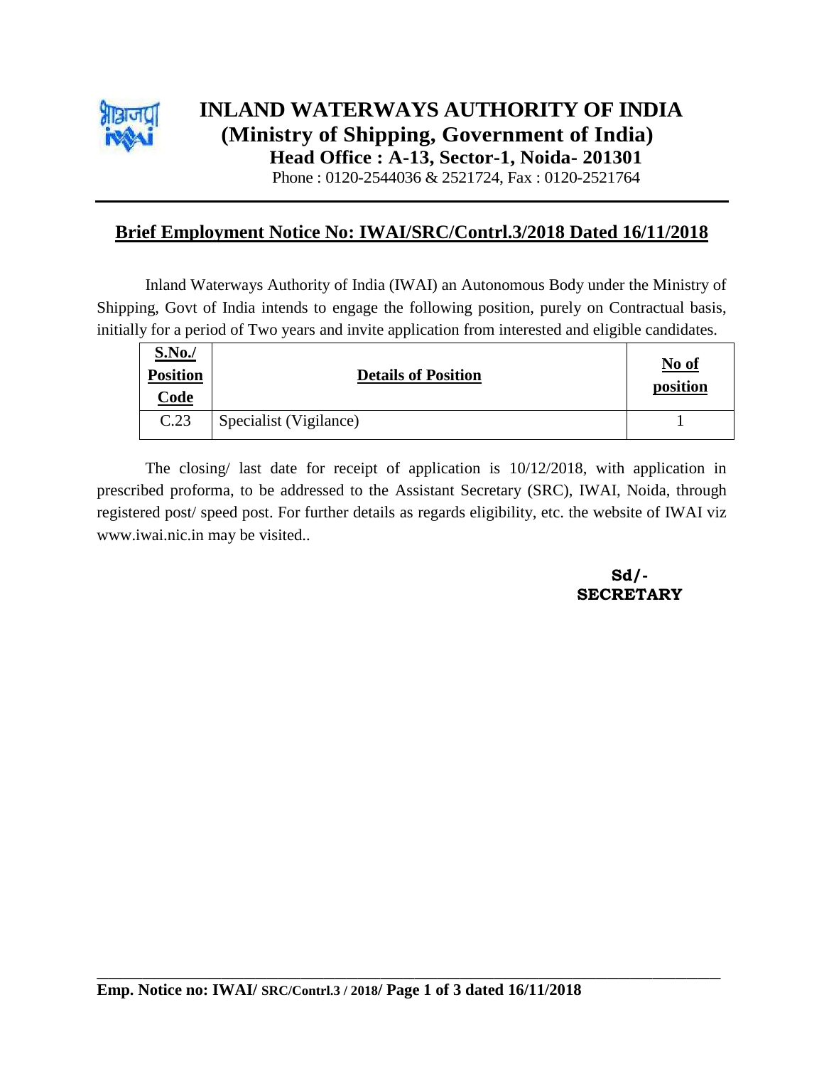# INLAND WATERWAYS AUTHORITY OF INDIA
## (Ministry of Shipping, Government of India)
### Head Office : A-13, Sector-1, Noida- 201301

Phone : 0120-2544036 & 2521724, Fax : 0120-2521764

---

## Brief Employment Notice No: IWAI/SRC/Contrl.3/2018 Dated 16/11/2018

Inland Waterways Authority of India (IWAI) an Autonomous Body under the Ministry of Shipping, Govt of India intends to engage the following position, purely on Contractual basis, initially for a period of Two years and invite application from interested and eligible candidates.

| S.No./ Position Code | Details of Position | No of position |
|---|---|---|
| C.23 | Specialist (Vigilance) | 1 |

The closing/ last date for receipt of application is 10/12/2018, with application in prescribed proforma, to be addressed to the Assistant Secretary (SRC), IWAI, Noida, through registered post/ speed post. For further details as regards eligibility, etc. the website of IWAI viz www.iwai.nic.in may be visited..

**Sd/-**
**SECRETARY**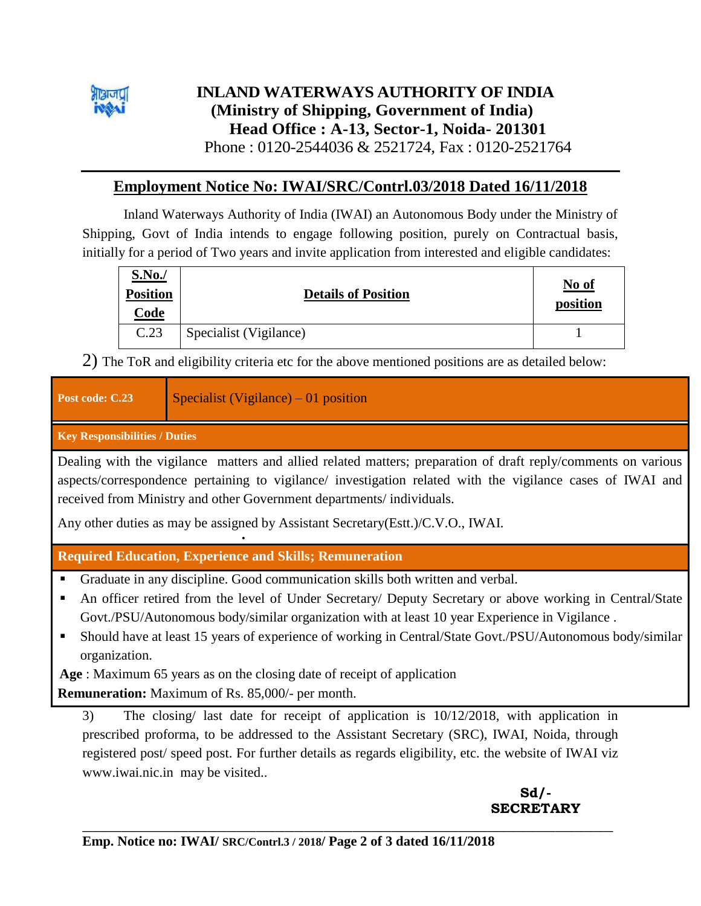# INLAND WATERWAYS AUTHORITY OF INDIA
**(Ministry of Shipping, Government of India)**
**Head Office : A-13, Sector-1, Noida- 201301**
Phone : 0120-2544036 & 2521724, Fax : 0120-2521764

## Employment Notice No: IWAI/SRC/Contrl.03/2018 Dated 16/11/2018

Inland Waterways Authority of India (IWAI) an Autonomous Body under the Ministry of Shipping, Govt of India intends to engage following position, purely on Contractual basis, initially for a period of Two years and invite application from interested and eligible candidates:

| S.No./ Position Code | Details of Position | No of position |
|---|---|---|
| C.23 | Specialist (Vigilance) | 1 |

2) The ToR and eligibility criteria etc for the above mentioned positions are as detailed below:

| Post code: C.23 | Specialist (Vigilance) – 01 position |
|---|---|

**Key Responsibilities / Duties**

Dealing with the vigilance matters and allied related matters; preparation of draft reply/comments on various aspects/correspondence pertaining to vigilance/ investigation related with the vigilance cases of IWAI and received from Ministry and other Government departments/ individuals.

Any other duties as may be assigned by Assistant Secretary(Estt.)/C.V.O., IWAI.

**Required Education, Experience and Skills; Remuneration**

- Graduate in any discipline. Good communication skills both written and verbal.
- An officer retired from the level of Under Secretary/ Deputy Secretary or above working in Central/State Govt./PSU/Autonomous body/similar organization with at least 10 year Experience in Vigilance .
- Should have at least 15 years of experience of working in Central/State Govt./PSU/Autonomous body/similar organization.

**Age** : Maximum 65 years as on the closing date of receipt of application

**Remuneration:** Maximum of Rs. 85,000/- per month.

3) The closing/ last date for receipt of application is 10/12/2018, with application in prescribed proforma, to be addressed to the Assistant Secretary (SRC), IWAI, Noida, through registered post/ speed post. For further details as regards eligibility, etc. the website of IWAI viz www.iwai.nic.in may be visited..

**Sd/-**
**SECRETARY**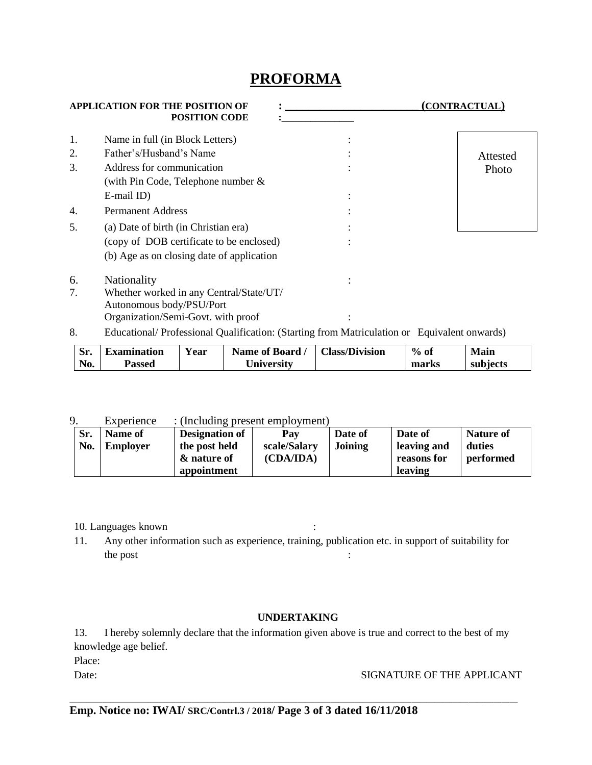# PROFORMA

**APPLICATION FOR THE POSITION OF : \_\_\_\_\_\_\_\_\_\_\_\_\_\_\_\_\_\_\_\_\_\_\_\_\_ (CONTRACTUAL)**

**POSITION CODE :\_\_\_\_\_\_\_\_\_\_\_\_\_\_**

Attested Photo

1. Name in full (in Block Letters) :
2. Father's/Husband's Name :
3. Address for communication (with Pin Code, Telephone number & E-mail ID) :
4. Permanent Address :
5. (a) Date of birth (in Christian era) : (copy of DOB certificate to be enclosed) :
   (b) Age as on closing date of application
6. Nationality :
7. Whether worked in any Central/State/UT/ Autonomous body/PSU/Port Organization/Semi-Govt. with proof :
8. Educational/ Professional Qualification: (Starting from Matriculation or Equivalent onwards)

| Sr. No. | Examination Passed | Year | Name of Board / University | Class/Division | % of marks | Main subjects |
|---|---|---|---|---|---|---|

9. Experience : (Including present employment)

| Sr. No. | Name of Employer | Designation of the post held & nature of appointment | Pay scale/Salary (CDA/IDA) | Date of Joining | Date of leaving and reasons for leaving | Nature of duties performed |
|---|---|---|---|---|---|---|

10. Languages known :
11. Any other information such as experience, training, publication etc. in support of suitability for the post :

**UNDERTAKING**

13. I hereby solemnly declare that the information given above is true and correct to the best of my knowledge age belief.

Place:

Date: SIGNATURE OF THE APPLICANT

**Emp. Notice no: IWAI/ SRC/Contrl.3 / 2018/ Page 3 of 3 dated 16/11/2018**